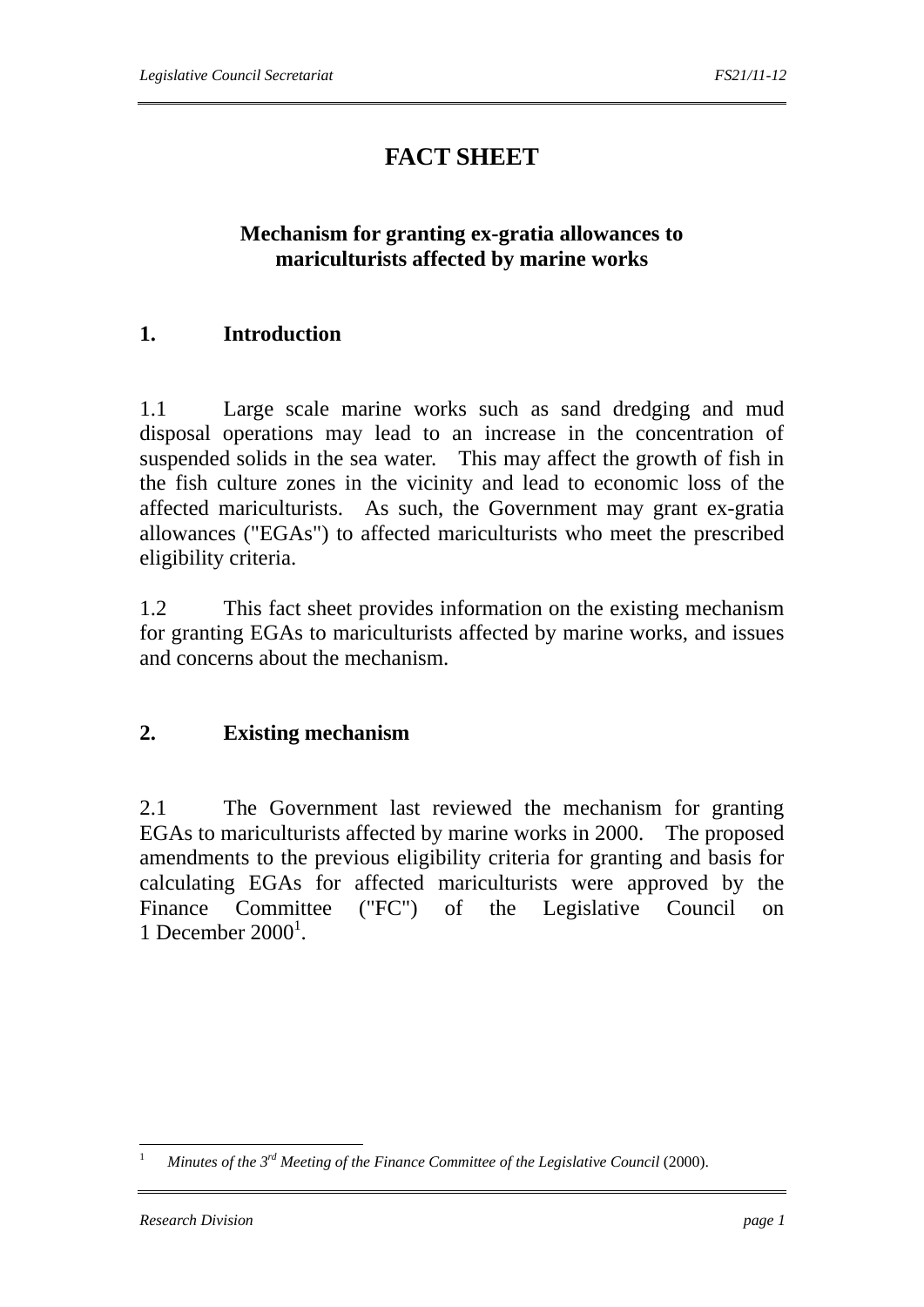# FACT SHEET

## Mechanism for granting ex-gratia allowances to mariculturists affected by marine works

## 1. Introduction

1.1 Large scale marine works such as sand dredging and mud disposal operations may lead to an increase in the concentration of suspended solids in the sea water. This may affect the growth of fish in the fish culture zones in the vicinity and lead to economic loss of the affected mariculturists. As such, the Government may grant ex-gratia allowances ("EGAs") to affected mariculturists who meet the prescribed eligibility criteria.

1.2 This fact sheet provides information on the existing mechanism for granting EGAs to mariculturists affected by marine works, and issues and concerns about the mechanism.

## 2. Existing mechanism

2.1 The Government last reviewed the mechanism for granting EGAs to mariculturists affected by marine works in 2000. The proposed amendments to the previous eligibility criteria for granting and basis for calculating EGAs for affected mariculturists were approved by the Finance Committee ("FC") of the Legislative Council on 1 December 2000[1].

---

[1] *Minutes of the 3rd Meeting of the Finance Committee of the Legislative Council* (2000).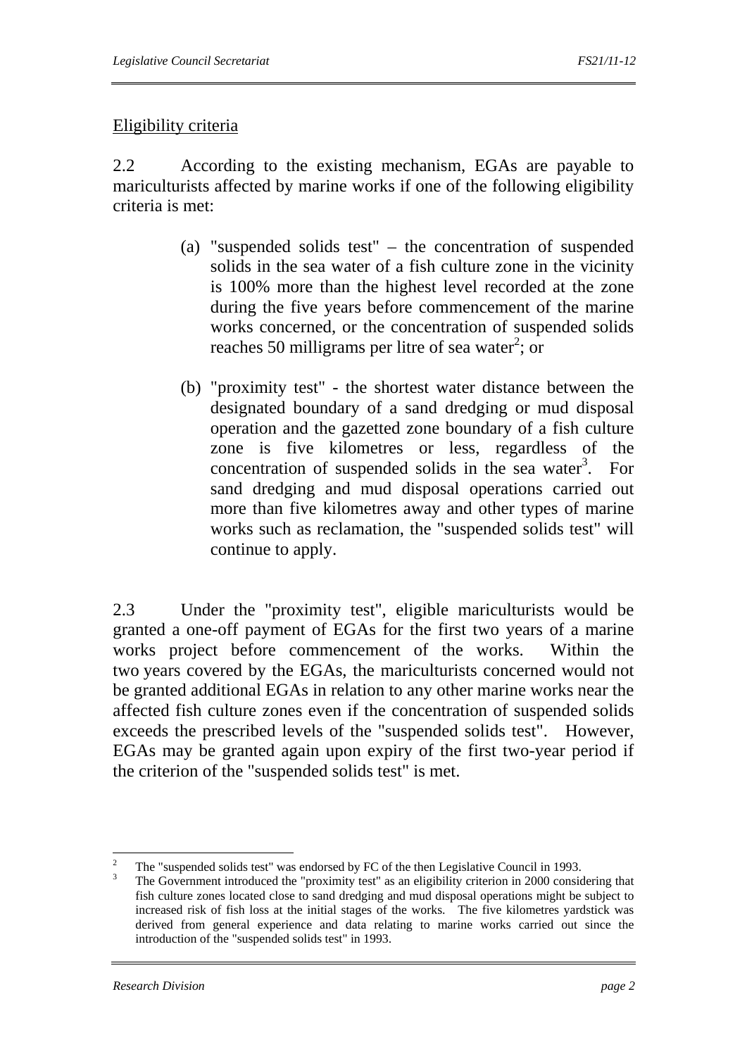Eligibility criteria

2.2 According to the existing mechanism, EGAs are payable to mariculturists affected by marine works if one of the following eligibility criteria is met:

(a) "suspended solids test" – the concentration of suspended solids in the sea water of a fish culture zone in the vicinity is 100% more than the highest level recorded at the zone during the five years before commencement of the marine works concerned, or the concentration of suspended solids reaches 50 milligrams per litre of sea water[2]; or

(b) "proximity test" - the shortest water distance between the designated boundary of a sand dredging or mud disposal operation and the gazetted zone boundary of a fish culture zone is five kilometres or less, regardless of the concentration of suspended solids in the sea water[3]. For sand dredging and mud disposal operations carried out more than five kilometres away and other types of marine works such as reclamation, the "suspended solids test" will continue to apply.

2.3 Under the "proximity test", eligible mariculturists would be granted a one-off payment of EGAs for the first two years of a marine works project before commencement of the works. Within the two years covered by the EGAs, the mariculturists concerned would not be granted additional EGAs in relation to any other marine works near the affected fish culture zones even if the concentration of suspended solids exceeds the prescribed levels of the "suspended solids test". However, EGAs may be granted again upon expiry of the first two-year period if the criterion of the "suspended solids test" is met.

---

[2] The "suspended solids test" was endorsed by FC of the then Legislative Council in 1993.

[3] The Government introduced the "proximity test" as an eligibility criterion in 2000 considering that fish culture zones located close to sand dredging and mud disposal operations might be subject to increased risk of fish loss at the initial stages of the works. The five kilometres yardstick was derived from general experience and data relating to marine works carried out since the introduction of the "suspended solids test" in 1993.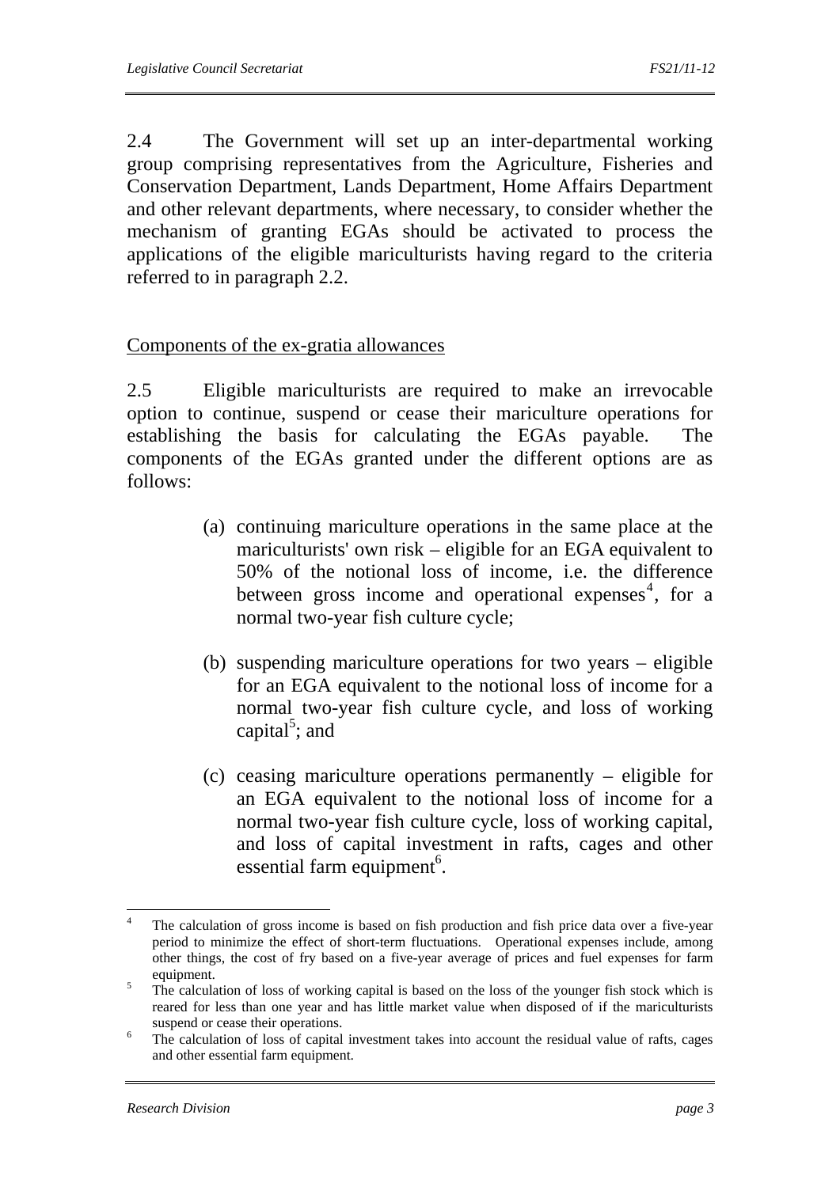2.4 The Government will set up an inter-departmental working group comprising representatives from the Agriculture, Fisheries and Conservation Department, Lands Department, Home Affairs Department and other relevant departments, where necessary, to consider whether the mechanism of granting EGAs should be activated to process the applications of the eligible mariculturists having regard to the criteria referred to in paragraph 2.2.

<u>Components of the ex-gratia allowances</u>

2.5 Eligible mariculturists are required to make an irrevocable option to continue, suspend or cease their mariculture operations for establishing the basis for calculating the EGAs payable. The components of the EGAs granted under the different options are as follows:

(a) continuing mariculture operations in the same place at the mariculturists' own risk – eligible for an EGA equivalent to 50% of the notional loss of income, i.e. the difference between gross income and operational expenses[4], for a normal two-year fish culture cycle;

(b) suspending mariculture operations for two years – eligible for an EGA equivalent to the notional loss of income for a normal two-year fish culture cycle, and loss of working capital[5]; and

(c) ceasing mariculture operations permanently – eligible for an EGA equivalent to the notional loss of income for a normal two-year fish culture cycle, loss of working capital, and loss of capital investment in rafts, cages and other essential farm equipment[6].

---

[4] The calculation of gross income is based on fish production and fish price data over a five-year period to minimize the effect of short-term fluctuations. Operational expenses include, among other things, the cost of fry based on a five-year average of prices and fuel expenses for farm equipment.

[5] The calculation of loss of working capital is based on the loss of the younger fish stock which is reared for less than one year and has little market value when disposed of if the mariculturists suspend or cease their operations.

[6] The calculation of loss of capital investment takes into account the residual value of rafts, cages and other essential farm equipment.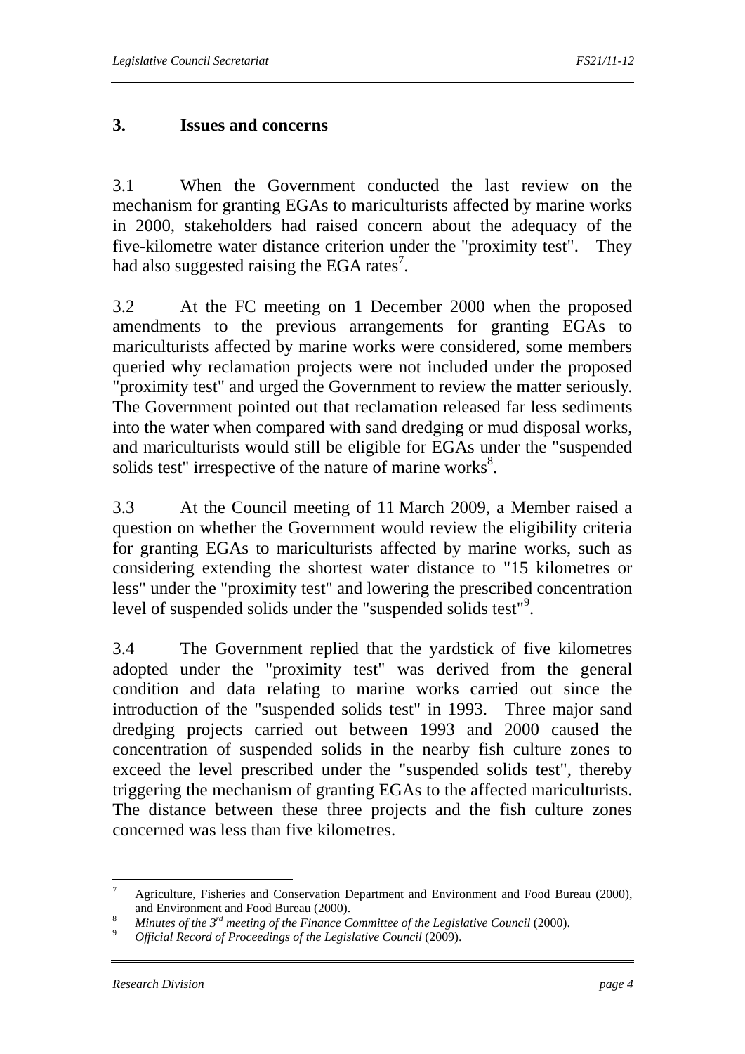## 3. Issues and concerns

3.1 When the Government conducted the last review on the mechanism for granting EGAs to mariculturists affected by marine works in 2000, stakeholders had raised concern about the adequacy of the five-kilometre water distance criterion under the "proximity test". They had also suggested raising the EGA rates[7].

3.2 At the FC meeting on 1 December 2000 when the proposed amendments to the previous arrangements for granting EGAs to mariculturists affected by marine works were considered, some members queried why reclamation projects were not included under the proposed "proximity test" and urged the Government to review the matter seriously. The Government pointed out that reclamation released far less sediments into the water when compared with sand dredging or mud disposal works, and mariculturists would still be eligible for EGAs under the "suspended solids test" irrespective of the nature of marine works[8].

3.3 At the Council meeting of 11 March 2009, a Member raised a question on whether the Government would review the eligibility criteria for granting EGAs to mariculturists affected by marine works, such as considering extending the shortest water distance to "15 kilometres or less" under the "proximity test" and lowering the prescribed concentration level of suspended solids under the "suspended solids test"[9].

3.4 The Government replied that the yardstick of five kilometres adopted under the "proximity test" was derived from the general condition and data relating to marine works carried out since the introduction of the "suspended solids test" in 1993. Three major sand dredging projects carried out between 1993 and 2000 caused the concentration of suspended solids in the nearby fish culture zones to exceed the level prescribed under the "suspended solids test", thereby triggering the mechanism of granting EGAs to the affected mariculturists. The distance between these three projects and the fish culture zones concerned was less than five kilometres.

---

[7] Agriculture, Fisheries and Conservation Department and Environment and Food Bureau (2000), and Environment and Food Bureau (2000).

[8] *Minutes of the 3rd meeting of the Finance Committee of the Legislative Council* (2000).

[9] *Official Record of Proceedings of the Legislative Council* (2009).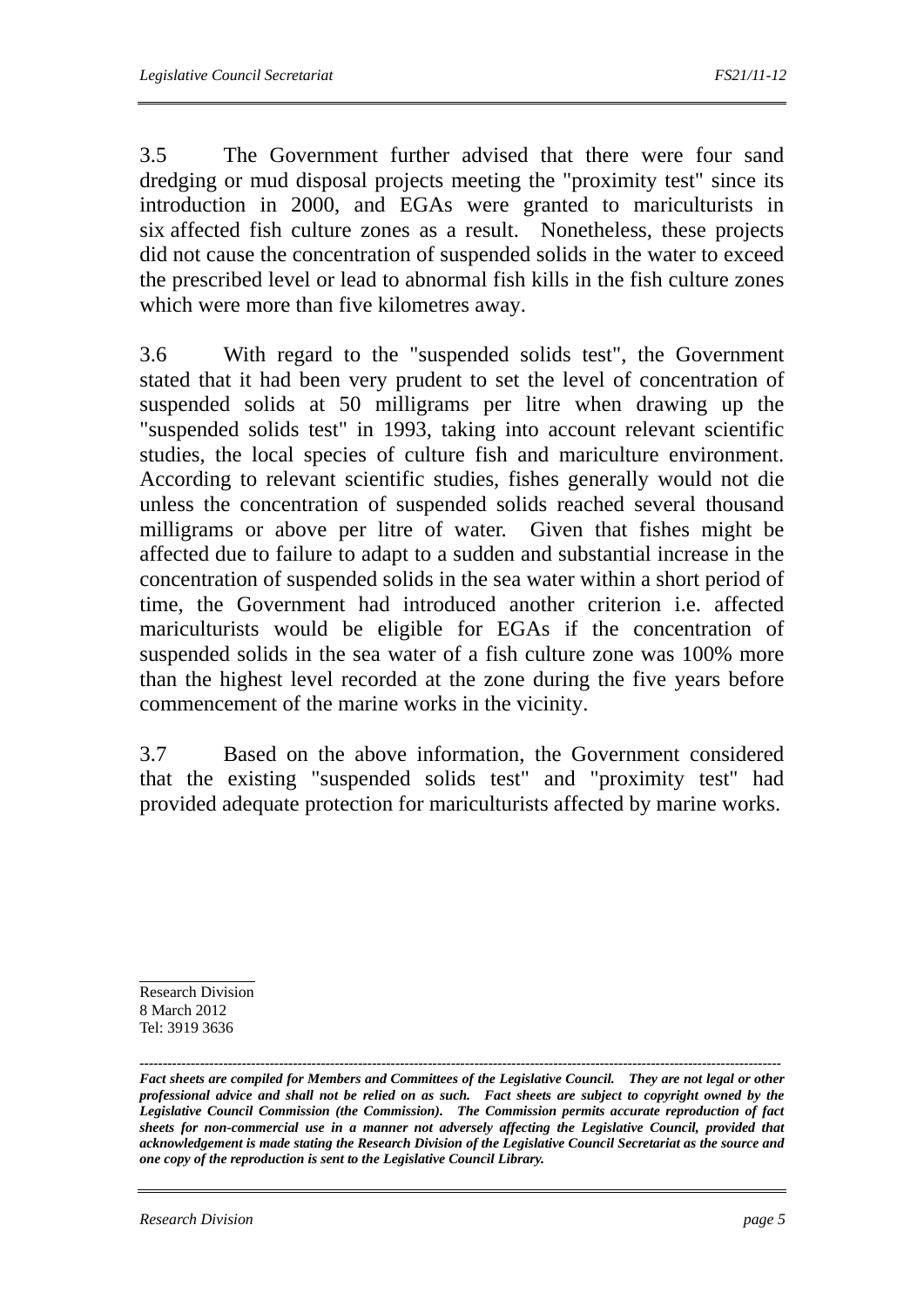3.5 The Government further advised that there were four sand dredging or mud disposal projects meeting the "proximity test" since its introduction in 2000, and EGAs were granted to mariculturists in six affected fish culture zones as a result. Nonetheless, these projects did not cause the concentration of suspended solids in the water to exceed the prescribed level or lead to abnormal fish kills in the fish culture zones which were more than five kilometres away.

3.6 With regard to the "suspended solids test", the Government stated that it had been very prudent to set the level of concentration of suspended solids at 50 milligrams per litre when drawing up the "suspended solids test" in 1993, taking into account relevant scientific studies, the local species of culture fish and mariculture environment. According to relevant scientific studies, fishes generally would not die unless the concentration of suspended solids reached several thousand milligrams or above per litre of water. Given that fishes might be affected due to failure to adapt to a sudden and substantial increase in the concentration of suspended solids in the sea water within a short period of time, the Government had introduced another criterion i.e. affected mariculturists would be eligible for EGAs if the concentration of suspended solids in the sea water of a fish culture zone was 100% more than the highest level recorded at the zone during the five years before commencement of the marine works in the vicinity.

3.7 Based on the above information, the Government considered that the existing "suspended solids test" and "proximity test" had provided adequate protection for mariculturists affected by marine works.

---

Research Division
8 March 2012
Tel: 3919 3636

---

***Fact sheets are compiled for Members and Committees of the Legislative Council. They are not legal or other professional advice and shall not be relied on as such. Fact sheets are subject to copyright owned by the Legislative Council Commission (the Commission). The Commission permits accurate reproduction of fact sheets for non-commercial use in a manner not adversely affecting the Legislative Council, provided that acknowledgement is made stating the Research Division of the Legislative Council Secretariat as the source and one copy of the reproduction is sent to the Legislative Council Library.***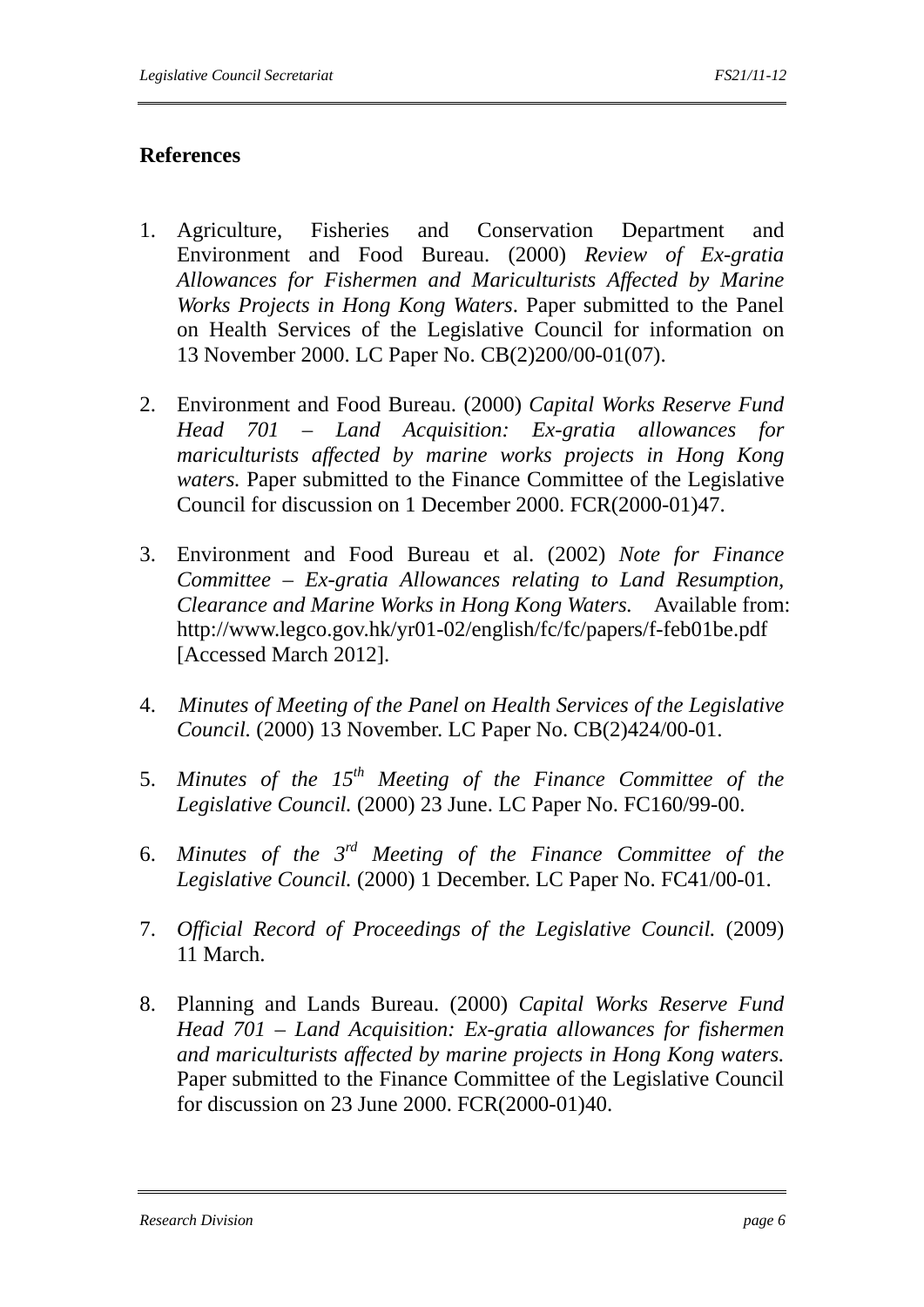## References

1. Agriculture, Fisheries and Conservation Department and Environment and Food Bureau. (2000) *Review of Ex-gratia Allowances for Fishermen and Mariculturists Affected by Marine Works Projects in Hong Kong Waters*. Paper submitted to the Panel on Health Services of the Legislative Council for information on 13 November 2000. LC Paper No. CB(2)200/00-01(07).

2. Environment and Food Bureau. (2000) *Capital Works Reserve Fund Head 701 – Land Acquisition: Ex-gratia allowances for mariculturists affected by marine works projects in Hong Kong waters.* Paper submitted to the Finance Committee of the Legislative Council for discussion on 1 December 2000. FCR(2000-01)47.

3. Environment and Food Bureau et al. (2002) *Note for Finance Committee – Ex-gratia Allowances relating to Land Resumption, Clearance and Marine Works in Hong Kong Waters.* Available from: http://www.legco.gov.hk/yr01-02/english/fc/fc/papers/f-feb01be.pdf [Accessed March 2012].

4. *Minutes of Meeting of the Panel on Health Services of the Legislative Council.* (2000) 13 November. LC Paper No. CB(2)424/00-01.

5. *Minutes of the 15th Meeting of the Finance Committee of the Legislative Council.* (2000) 23 June. LC Paper No. FC160/99-00.

6. *Minutes of the 3rd Meeting of the Finance Committee of the Legislative Council.* (2000) 1 December. LC Paper No. FC41/00-01.

7. *Official Record of Proceedings of the Legislative Council.* (2009) 11 March.

8. Planning and Lands Bureau. (2000) *Capital Works Reserve Fund Head 701 – Land Acquisition: Ex-gratia allowances for fishermen and mariculturists affected by marine projects in Hong Kong waters.* Paper submitted to the Finance Committee of the Legislative Council for discussion on 23 June 2000. FCR(2000-01)40.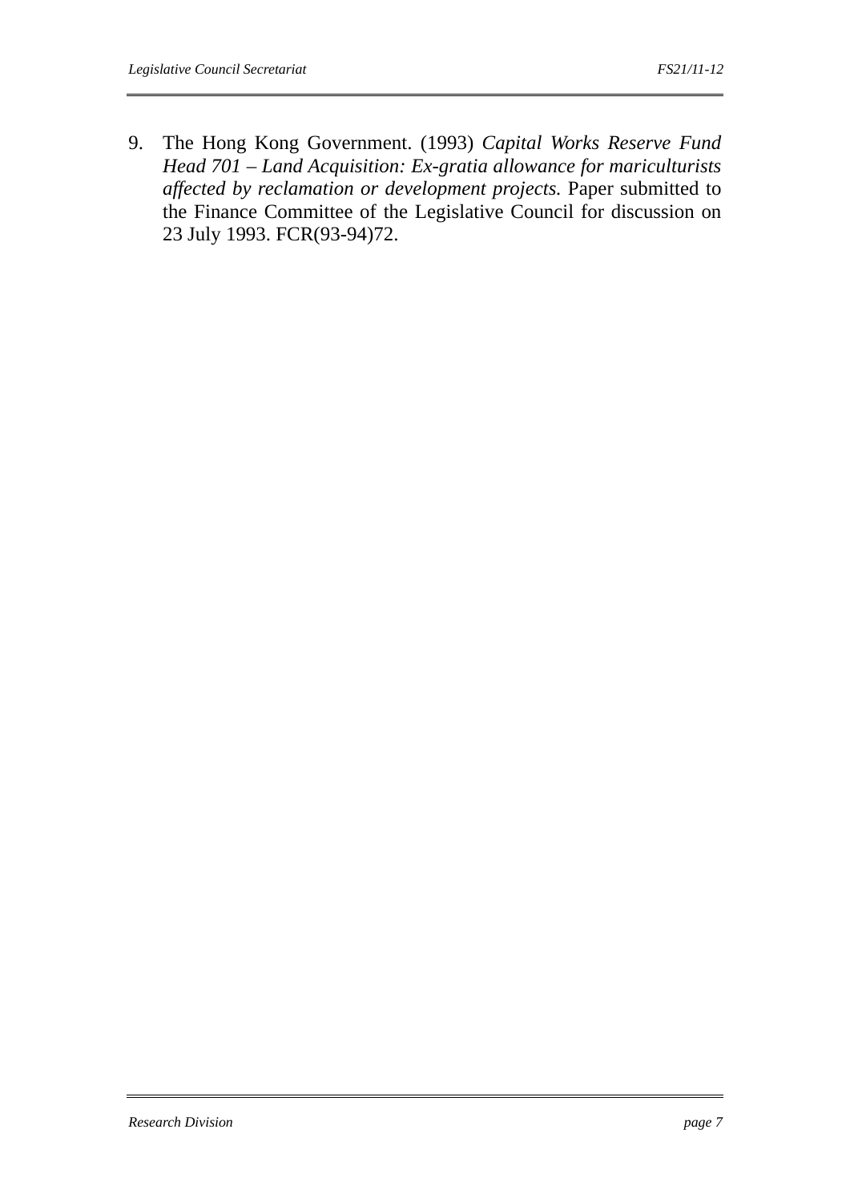9. The Hong Kong Government. (1993) *Capital Works Reserve Fund Head 701 – Land Acquisition: Ex-gratia allowance for mariculturists affected by reclamation or development projects.* Paper submitted to the Finance Committee of the Legislative Council for discussion on 23 July 1993. FCR(93-94)72.